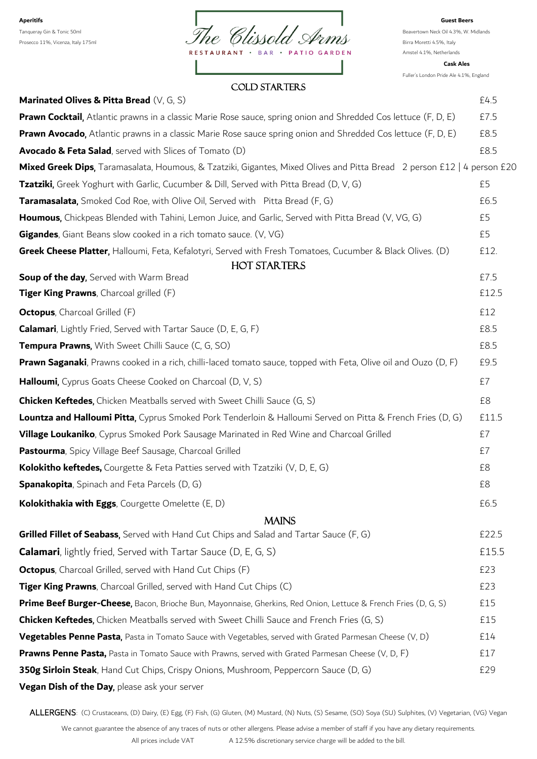# The Clissold Arms

RESTAURANT • BAR • PATIO GARDEN

**Aperitifs**

Tanqueray Gin & Tonic 50ml

Prosecco 11%, Vicenza, Italy 175ml

**Guest Beers**

Beavertown Neck Oil 4.3%, W. Midlands

Birra Moretti 4.5%, Italy

Amstel 4.1%, Netherlands

**Cask Ales**

Fuller's London Pride Ale 4.1%, England

## COLD STARTERS

| | |
|---|---|
| **Marinated Olives & Pitta Bread** (V, G, S) | £4.5 |
| **Prawn Cocktail,** Atlantic prawns in a classic Marie Rose sauce, spring onion and Shredded Cos lettuce (F, D, E) | £7.5 |
| **Prawn Avocado,** Atlantic prawns in a classic Marie Rose sauce spring onion and Shredded Cos lettuce (F, D, E) | £8.5 |
| **Avocado & Feta Salad**, served with Slices of Tomato (D) | £8.5 |
| **Mixed Greek Dips,** Taramasalata, Houmous, & Tzatziki, Gigantes, Mixed Olives and Pitta Bread | 2 person £12 \| 4 person £20 |
| **Tzatziki,** Greek Yoghurt with Garlic, Cucumber & Dill, Served with Pitta Bread (D, V, G) | £5 |
| **Taramasalata,** Smoked Cod Roe, with Olive Oil, Served with Pitta Bread (F, G) | £6.5 |
| **Houmous,** Chickpeas Blended with Tahini, Lemon Juice, and Garlic, Served with Pitta Bread (V, VG, G) | £5 |
| **Gigandes**, Giant Beans slow cooked in a rich tomato sauce. (V, VG) | £5 |
| **Greek Cheese Platter,** Halloumi, Feta, Kefalotyri, Served with Fresh Tomatoes, Cucumber & Black Olives. (D) | £12. |

## HOT STARTERS

| | |
|---|---|
| **Soup of the day,** Served with Warm Bread | £7.5 |
| **Tiger King Prawns**, Charcoal grilled (F) | £12.5 |
| **Octopus**, Charcoal Grilled (F) | £12 |
| **Calamari**, Lightly Fried, Served with Tartar Sauce (D, E, G, F) | £8.5 |
| **Tempura Prawns,** With Sweet Chilli Sauce (C, G, SO) | £8.5 |
| **Prawn Saganaki**, Prawns cooked in a rich, chilli-laced tomato sauce, topped with Feta, Olive oil and Ouzo (D, F) | £9.5 |
| **Halloumi,** Cyprus Goats Cheese Cooked on Charcoal (D, V, S) | £7 |
| **Chicken Keftedes,** Chicken Meatballs served with Sweet Chilli Sauce (G, S) | £8 |
| **Lountza and Halloumi Pitta,** Cyprus Smoked Pork Tenderloin & Halloumi Served on Pitta & French Fries (D, G) | £11.5 |
| **Village Loukaniko**, Cyprus Smoked Pork Sausage Marinated in Red Wine and Charcoal Grilled | £7 |
| **Pastourma**, Spicy Village Beef Sausage, Charcoal Grilled | £7 |
| **Kolokitho keftedes,** Courgette & Feta Patties served with Tzatziki (V, D, E, G) | £8 |
| **Spanakopita**, Spinach and Feta Parcels (D, G) | £8 |
| **Kolokithakia with Eggs**, Courgette Omelette (E, D) | £6.5 |

## MAINS

| | |
|---|---|
| **Grilled Fillet of Seabass,** Served with Hand Cut Chips and Salad and Tartar Sauce (F, G) | £22.5 |
| **Calamari**, lightly fried, Served with Tartar Sauce (D, E, G, S) | £15.5 |
| **Octopus**, Charcoal Grilled, served with Hand Cut Chips (F) | £23 |
| **Tiger King Prawns**, Charcoal Grilled, served with Hand Cut Chips (C) | £23 |
| **Prime Beef Burger-Cheese,** Bacon, Brioche Bun, Mayonnaise, Gherkins, Red Onion, Lettuce & French Fries (D, G, S) | £15 |
| **Chicken Keftedes,** Chicken Meatballs served with Sweet Chilli Sauce and French Fries (G, S) | £15 |
| **Vegetables Penne Pasta,** Pasta in Tomato Sauce with Vegetables, served with Grated Parmesan Cheese (V, D) | £14 |
| **Prawns Penne Pasta,** Pasta in Tomato Sauce with Prawns, served with Grated Parmesan Cheese (V, D, F) | £17 |
| **350g Sirloin Steak**, Hand Cut Chips, Crispy Onions, Mushroom, Peppercorn Sauce (D, G) | £29 |
| **Vegan Dish of the Day,** please ask your server | |

ALLERGENS: (C) Crustaceans, (D) Dairy, (E) Egg, (F) Fish, (G) Gluten, (M) Mustard, (N) Nuts, (S) Sesame, (SO) Soya (SU) Sulphites, (V) Vegetarian, (VG) Vegan

We cannot guarantee the absence of any traces of nuts or other allergens. Please advise a member of staff if you have any dietary requirements.

All prices include VAT    A 12.5% discretionary service charge will be added to the bill.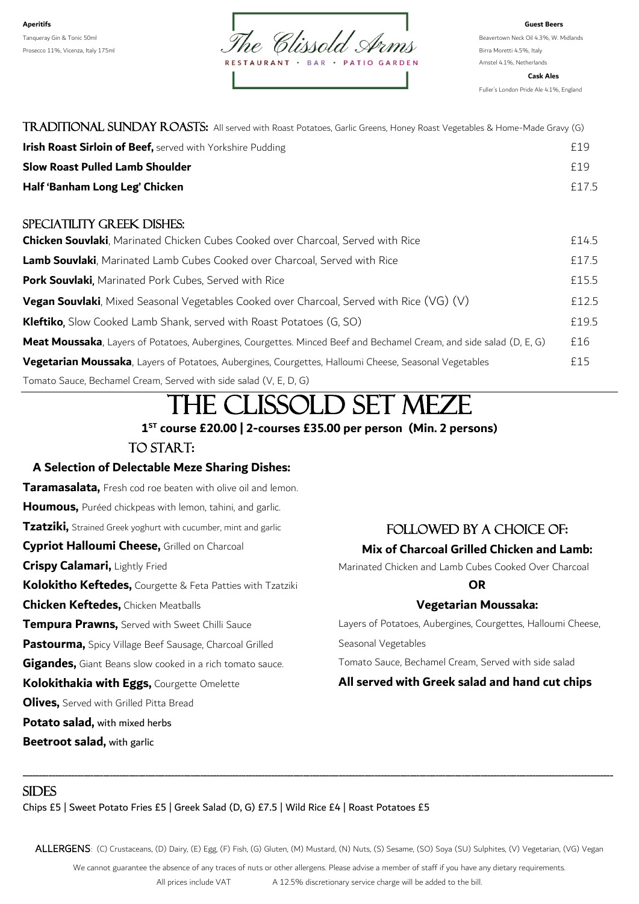**Aperitifs**

Tanqueray Gin & Tonic 50ml

Prosecco 11%, Vicenza, Italy 175ml

# The Clissold Arms

RESTAURANT · BAR · PATIO GARDEN

**Guest Beers**

Beavertown Neck Oil 4.3%, W. Midlands

Birra Moretti 4.5%, Italy

Amstel 4.1%, Netherlands

**Cask Ales**

Fuller's London Pride Ale 4.1%, England

## TRADITIONAL SUNDAY ROASTS:

All served with Roast Potatoes, Garlic Greens, Honey Roast Vegetables & Home-Made Gravy (G)

| | |
|---|---|
| **Irish Roast Sirloin of Beef,** served with Yorkshire Pudding | £19 |
| **Slow Roast Pulled Lamb Shoulder** | £19 |
| **Half 'Banham Long Leg' Chicken** | £17.5 |

## SPECIATILITY GREEK DISHES:

| | |
|---|---|
| **Chicken Souvlaki**, Marinated Chicken Cubes Cooked over Charcoal, Served with Rice | £14.5 |
| **Lamb Souvlaki**, Marinated Lamb Cubes Cooked over Charcoal, Served with Rice | £17.5 |
| **Pork Souvlaki,** Marinated Pork Cubes, Served with Rice | £15.5 |
| **Vegan Souvlaki**, Mixed Seasonal Vegetables Cooked over Charcoal, Served with Rice (VG) (V) | £12.5 |
| **Kleftiko**, Slow Cooked Lamb Shank, served with Roast Potatoes (G, SO) | £19.5 |
| **Meat Moussaka**, Layers of Potatoes, Aubergines, Courgettes. Minced Beef and Bechamel Cream, and side salad (D, E, G) | £16 |
| **Vegetarian Moussaka**, Layers of Potatoes, Aubergines, Courgettes, Halloumi Cheese, Seasonal Vegetables Tomato Sauce, Bechamel Cream, Served with side salad (V, E, D, G) | £15 |

# THE CLISSOLD SET MEZE

**1ST course £20.00 | 2-courses £35.00 per person (Min. 2 persons)**

## TO START:

**A Selection of Delectable Meze Sharing Dishes:**

**Taramasalata,** Fresh cod roe beaten with olive oil and lemon.

**Houmous,** Puréed chickpeas with lemon, tahini, and garlic.

**Tzatziki,** Strained Greek yoghurt with cucumber, mint and garlic

**Cypriot Halloumi Cheese,** Grilled on Charcoal

**Crispy Calamari,** Lightly Fried

**Kolokitho Keftedes,** Courgette & Feta Patties with Tzatziki

**Chicken Keftedes,** Chicken Meatballs

**Tempura Prawns,** Served with Sweet Chilli Sauce

**Pastourma,** Spicy Village Beef Sausage, Charcoal Grilled

**Gigandes,** Giant Beans slow cooked in a rich tomato sauce.

**Kolokithakia with Eggs,** Courgette Omelette

**Olives,** Served with Grilled Pitta Bread

**Potato salad,** with mixed herbs

**Beetroot salad,** with garlic

## FOLLOWED BY A CHOICE OF:

**Mix of Charcoal Grilled Chicken and Lamb:**

Marinated Chicken and Lamb Cubes Cooked Over Charcoal

**OR**

**Vegetarian Moussaka:**

Layers of Potatoes, Aubergines, Courgettes, Halloumi Cheese, Seasonal Vegetables

Tomato Sauce, Bechamel Cream, Served with side salad

**All served with Greek salad and hand cut chips**

## SIDES

Chips £5 | Sweet Potato Fries £5 | Greek Salad (D, G) £7.5 | Wild Rice £4 | Roast Potatoes £5

ALLERGENS: (C) Crustaceans, (D) Dairy, (E) Egg, (F) Fish, (G) Gluten, (M) Mustard, (N) Nuts, (S) Sesame, (SO) Soya (SU) Sulphites, (V) Vegetarian, (VG) Vegan

We cannot guarantee the absence of any traces of nuts or other allergens. Please advise a member of staff if you have any dietary requirements.

All prices include VAT A 12.5% discretionary service charge will be added to the bill.